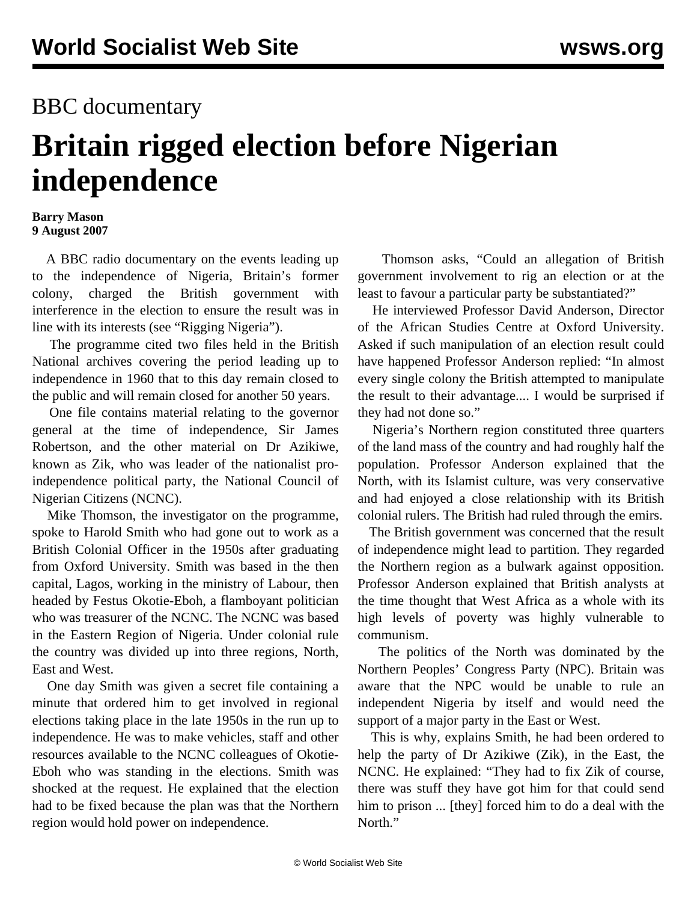# BBC documentary

# Britain rigged election before Nigerian independence

**Barry Mason**
**9 August 2007**

A BBC radio documentary on the events leading up to the independence of Nigeria, Britain's former colony, charged the British government with interference in the election to ensure the result was in line with its interests (see "Rigging Nigeria").

The programme cited two files held in the British National archives covering the period leading up to independence in 1960 that to this day remain closed to the public and will remain closed for another 50 years.

One file contains material relating to the governor general at the time of independence, Sir James Robertson, and the other material on Dr Azikiwe, known as Zik, who was leader of the nationalist pro-independence political party, the National Council of Nigerian Citizens (NCNC).

Mike Thomson, the investigator on the programme, spoke to Harold Smith who had gone out to work as a British Colonial Officer in the 1950s after graduating from Oxford University. Smith was based in the then capital, Lagos, working in the ministry of Labour, then headed by Festus Okotie-Eboh, a flamboyant politician who was treasurer of the NCNC. The NCNC was based in the Eastern Region of Nigeria. Under colonial rule the country was divided up into three regions, North, East and West.

One day Smith was given a secret file containing a minute that ordered him to get involved in regional elections taking place in the late 1950s in the run up to independence. He was to make vehicles, staff and other resources available to the NCNC colleagues of Okotie-Eboh who was standing in the elections. Smith was shocked at the request. He explained that the election had to be fixed because the plan was that the Northern region would hold power on independence.

Thomson asks, "Could an allegation of British government involvement to rig an election or at the least to favour a particular party be substantiated?"

He interviewed Professor David Anderson, Director of the African Studies Centre at Oxford University. Asked if such manipulation of an election result could have happened Professor Anderson replied: "In almost every single colony the British attempted to manipulate the result to their advantage.... I would be surprised if they had not done so."

Nigeria's Northern region constituted three quarters of the land mass of the country and had roughly half the population. Professor Anderson explained that the North, with its Islamist culture, was very conservative and had enjoyed a close relationship with its British colonial rulers. The British had ruled through the emirs.

The British government was concerned that the result of independence might lead to partition. They regarded the Northern region as a bulwark against opposition. Professor Anderson explained that British analysts at the time thought that West Africa as a whole with its high levels of poverty was highly vulnerable to communism.

The politics of the North was dominated by the Northern Peoples' Congress Party (NPC). Britain was aware that the NPC would be unable to rule an independent Nigeria by itself and would need the support of a major party in the East or West.

This is why, explains Smith, he had been ordered to help the party of Dr Azikiwe (Zik), in the East, the NCNC. He explained: "They had to fix Zik of course, there was stuff they have got him for that could send him to prison ... [they] forced him to do a deal with the North."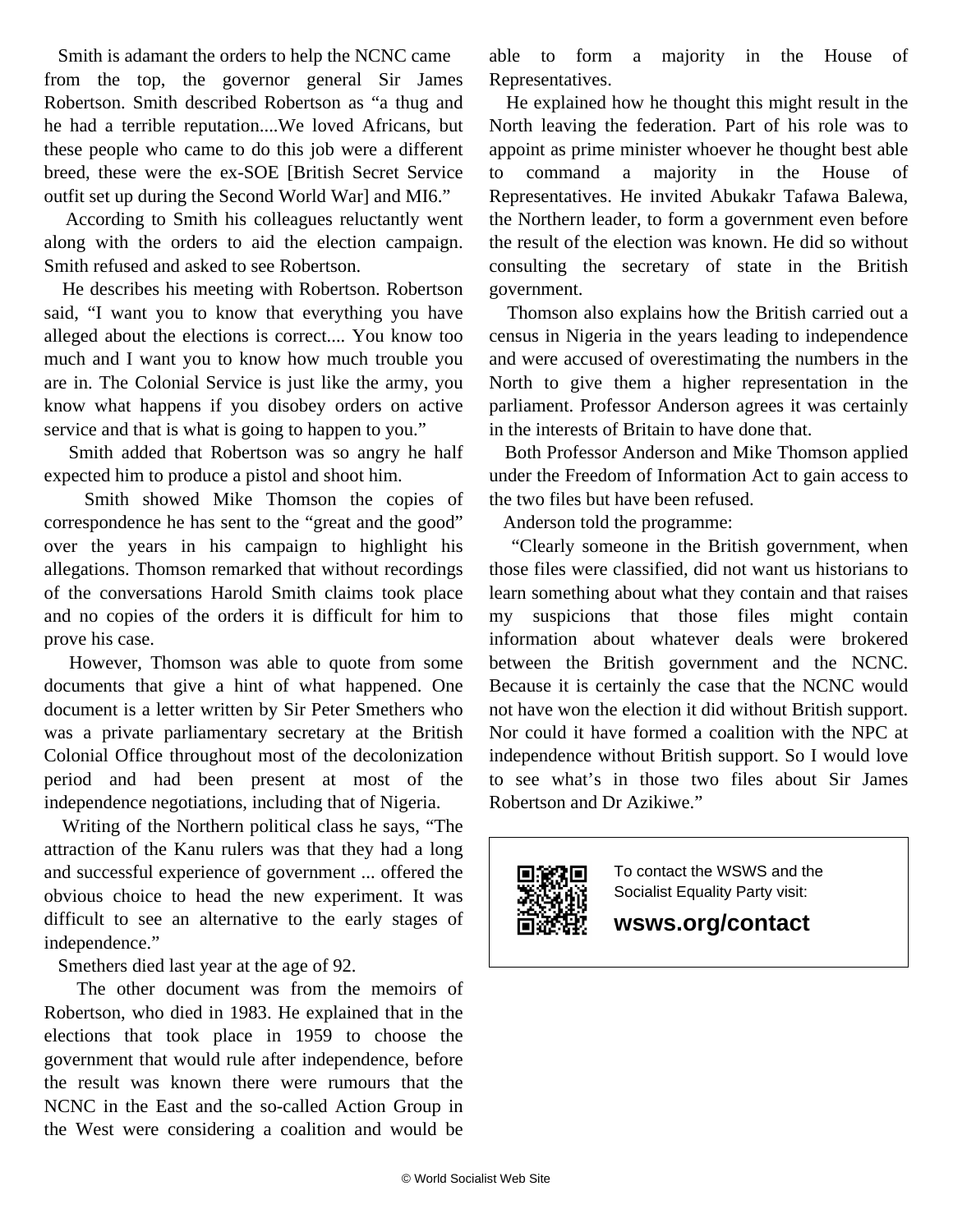Smith is adamant the orders to help the NCNC came from the top, the governor general Sir James Robertson. Smith described Robertson as "a thug and he had a terrible reputation....We loved Africans, but these people who came to do this job were a different breed, these were the ex-SOE [British Secret Service outfit set up during the Second World War] and MI6."

According to Smith his colleagues reluctantly went along with the orders to aid the election campaign. Smith refused and asked to see Robertson.

He describes his meeting with Robertson. Robertson said, "I want you to know that everything you have alleged about the elections is correct.... You know too much and I want you to know how much trouble you are in. The Colonial Service is just like the army, you know what happens if you disobey orders on active service and that is what is going to happen to you."

Smith added that Robertson was so angry he half expected him to produce a pistol and shoot him.

Smith showed Mike Thomson the copies of correspondence he has sent to the "great and the good" over the years in his campaign to highlight his allegations. Thomson remarked that without recordings of the conversations Harold Smith claims took place and no copies of the orders it is difficult for him to prove his case.

However, Thomson was able to quote from some documents that give a hint of what happened. One document is a letter written by Sir Peter Smethers who was a private parliamentary secretary at the British Colonial Office throughout most of the decolonization period and had been present at most of the independence negotiations, including that of Nigeria.

Writing of the Northern political class he says, "The attraction of the Kanu rulers was that they had a long and successful experience of government ... offered the obvious choice to head the new experiment. It was difficult to see an alternative to the early stages of independence."

Smethers died last year at the age of 92.

The other document was from the memoirs of Robertson, who died in 1983. He explained that in the elections that took place in 1959 to choose the government that would rule after independence, before the result was known there were rumours that the NCNC in the East and the so-called Action Group in the West were considering a coalition and would be able to form a majority in the House of Representatives.

He explained how he thought this might result in the North leaving the federation. Part of his role was to appoint as prime minister whoever he thought best able to command a majority in the House of Representatives. He invited Abukakr Tafawa Balewa, the Northern leader, to form a government even before the result of the election was known. He did so without consulting the secretary of state in the British government.

Thomson also explains how the British carried out a census in Nigeria in the years leading to independence and were accused of overestimating the numbers in the North to give them a higher representation in the parliament. Professor Anderson agrees it was certainly in the interests of Britain to have done that.

Both Professor Anderson and Mike Thomson applied under the Freedom of Information Act to gain access to the two files but have been refused.

Anderson told the programme:

"Clearly someone in the British government, when those files were classified, did not want us historians to learn something about what they contain and that raises my suspicions that those files might contain information about whatever deals were brokered between the British government and the NCNC. Because it is certainly the case that the NCNC would not have won the election it did without British support. Nor could it have formed a coalition with the NPC at independence without British support. So I would love to see what's in those two files about Sir James Robertson and Dr Azikiwe."

To contact the WSWS and the Socialist Equality Party visit:

**wsws.org/contact**